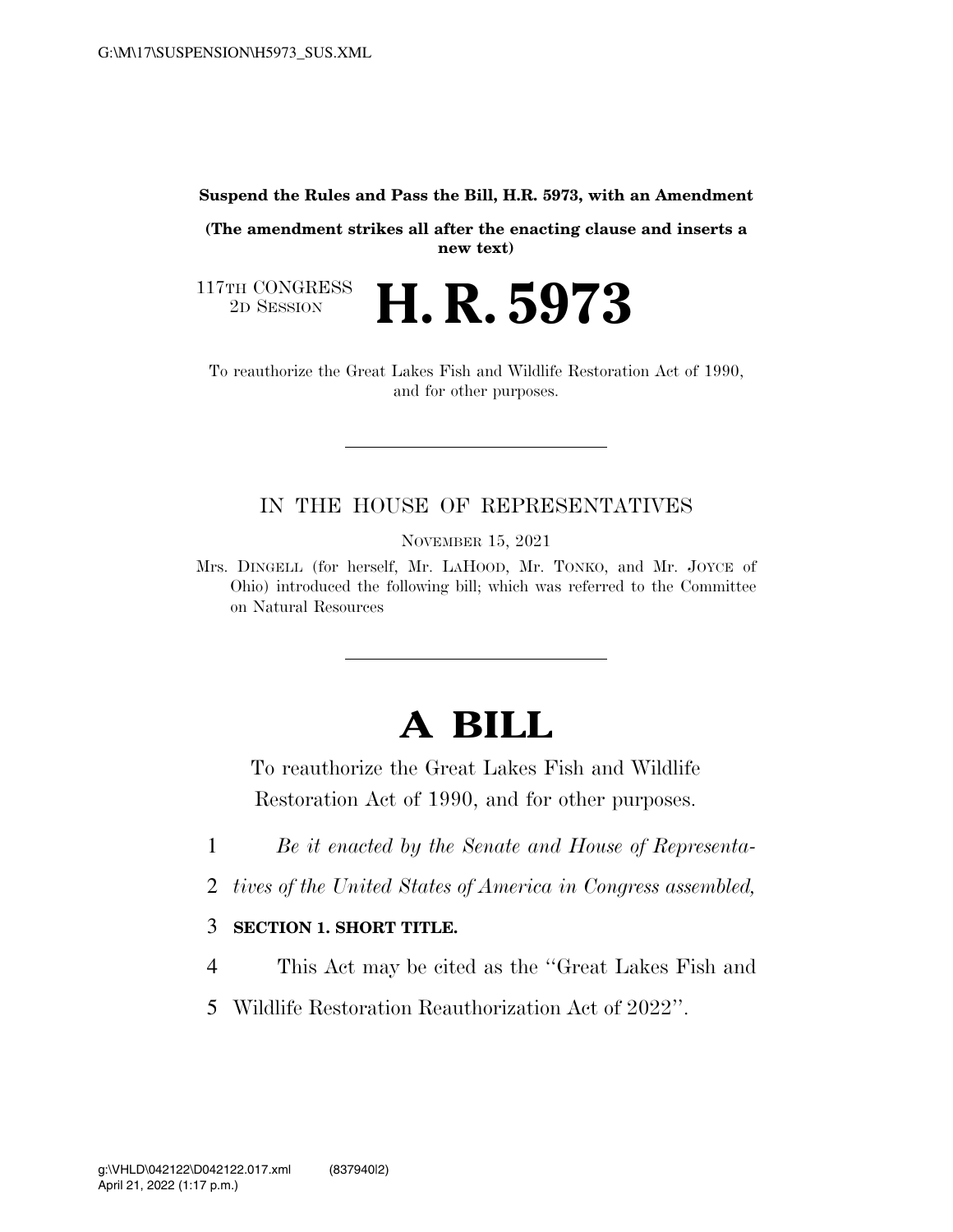**Suspend the Rules and Pass the Bill, H.R. 5973, with an Amendment**

**(The amendment strikes all after the enacting clause and inserts a new text)**

117TH CONGRESS
2D SESSION

# H. R. 5973

To reauthorize the Great Lakes Fish and Wildlife Restoration Act of 1990, and for other purposes.

---

IN THE HOUSE OF REPRESENTATIVES

NOVEMBER 15, 2021

Mrs. DINGELL (for herself, Mr. LAHOOD, Mr. TONKO, and Mr. JOYCE of Ohio) introduced the following bill; which was referred to the Committee on Natural Resources

---

# A BILL

To reauthorize the Great Lakes Fish and Wildlife Restoration Act of 1990, and for other purposes.

1 *Be it enacted by the Senate and House of Representa-*
2 *tives of the United States of America in Congress assembled,*

3 **SECTION 1. SHORT TITLE.**

4 This Act may be cited as the "Great Lakes Fish and
5 Wildlife Restoration Reauthorization Act of 2022".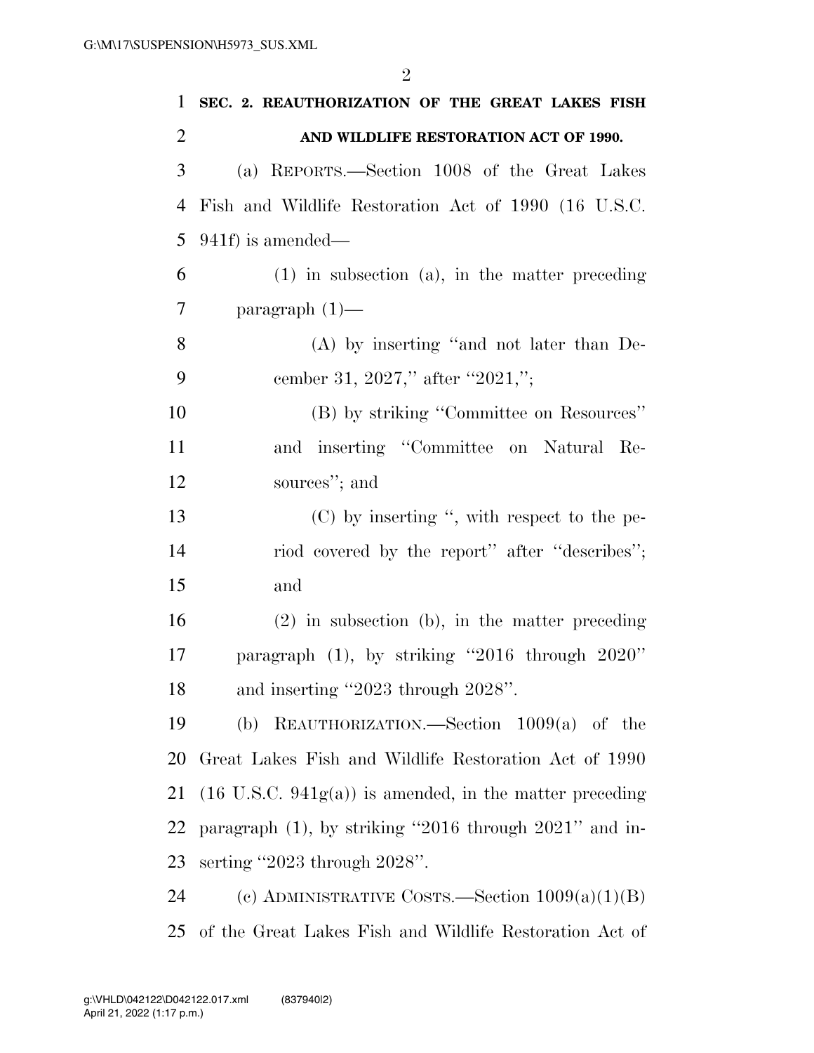**SEC. 2. REAUTHORIZATION OF THE GREAT LAKES FISH AND WILDLIFE RESTORATION ACT OF 1990.**

(a) REPORTS.—Section 1008 of the Great Lakes Fish and Wildlife Restoration Act of 1990 (16 U.S.C. 941f) is amended—

(1) in subsection (a), in the matter preceding paragraph (1)—

(A) by inserting "and not later than December 31, 2027," after "2021,";

(B) by striking "Committee on Resources" and inserting "Committee on Natural Resources"; and

(C) by inserting ", with respect to the period covered by the report" after "describes"; and

(2) in subsection (b), in the matter preceding paragraph (1), by striking "2016 through 2020" and inserting "2023 through 2028".

(b) REAUTHORIZATION.—Section 1009(a) of the Great Lakes Fish and Wildlife Restoration Act of 1990 (16 U.S.C. 941g(a)) is amended, in the matter preceding paragraph (1), by striking "2016 through 2021" and inserting "2023 through 2028".

(c) ADMINISTRATIVE COSTS.—Section 1009(a)(1)(B) of the Great Lakes Fish and Wildlife Restoration Act of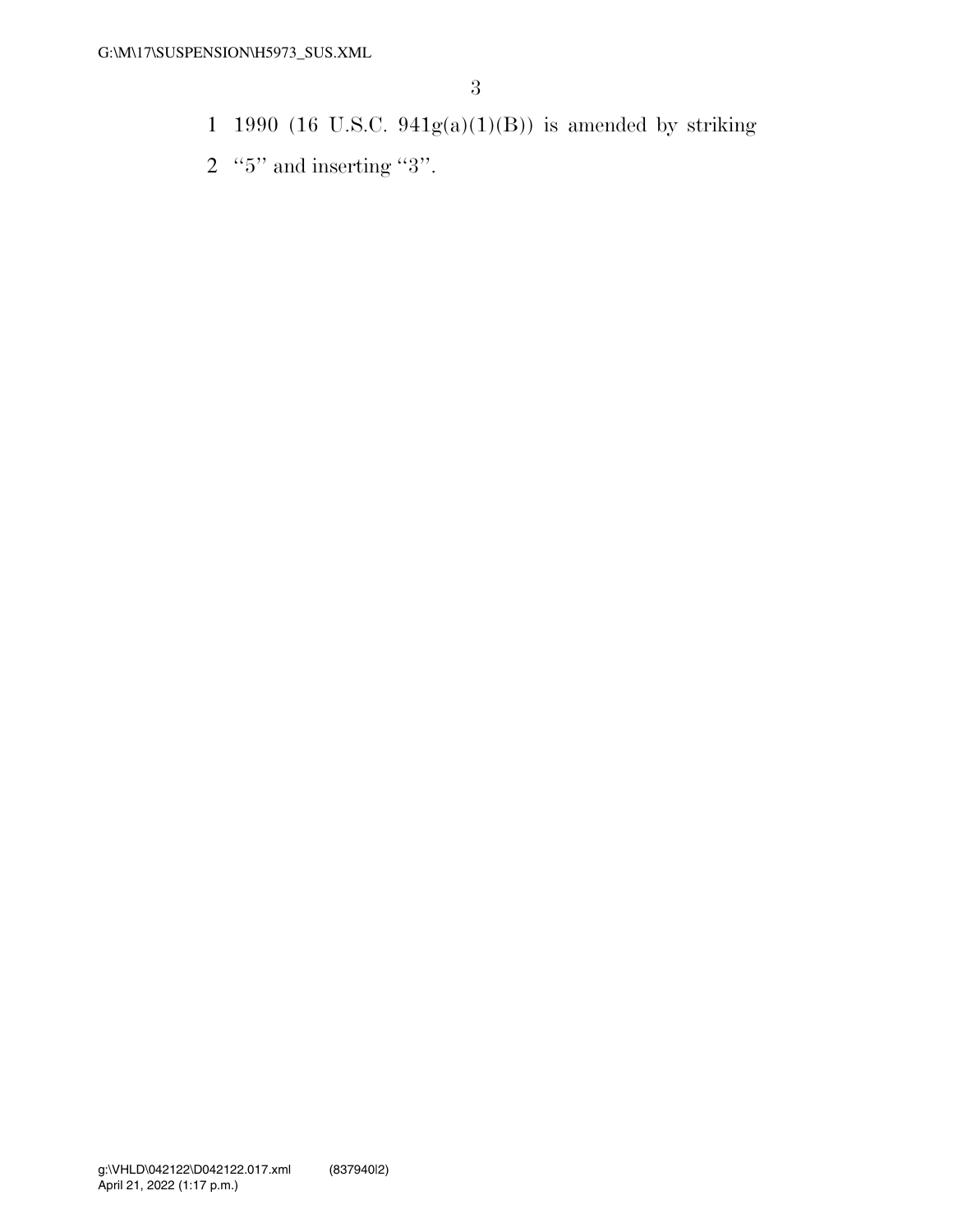1990 (16 U.S.C. 941g(a)(1)(B)) is amended by striking "5" and inserting "3".